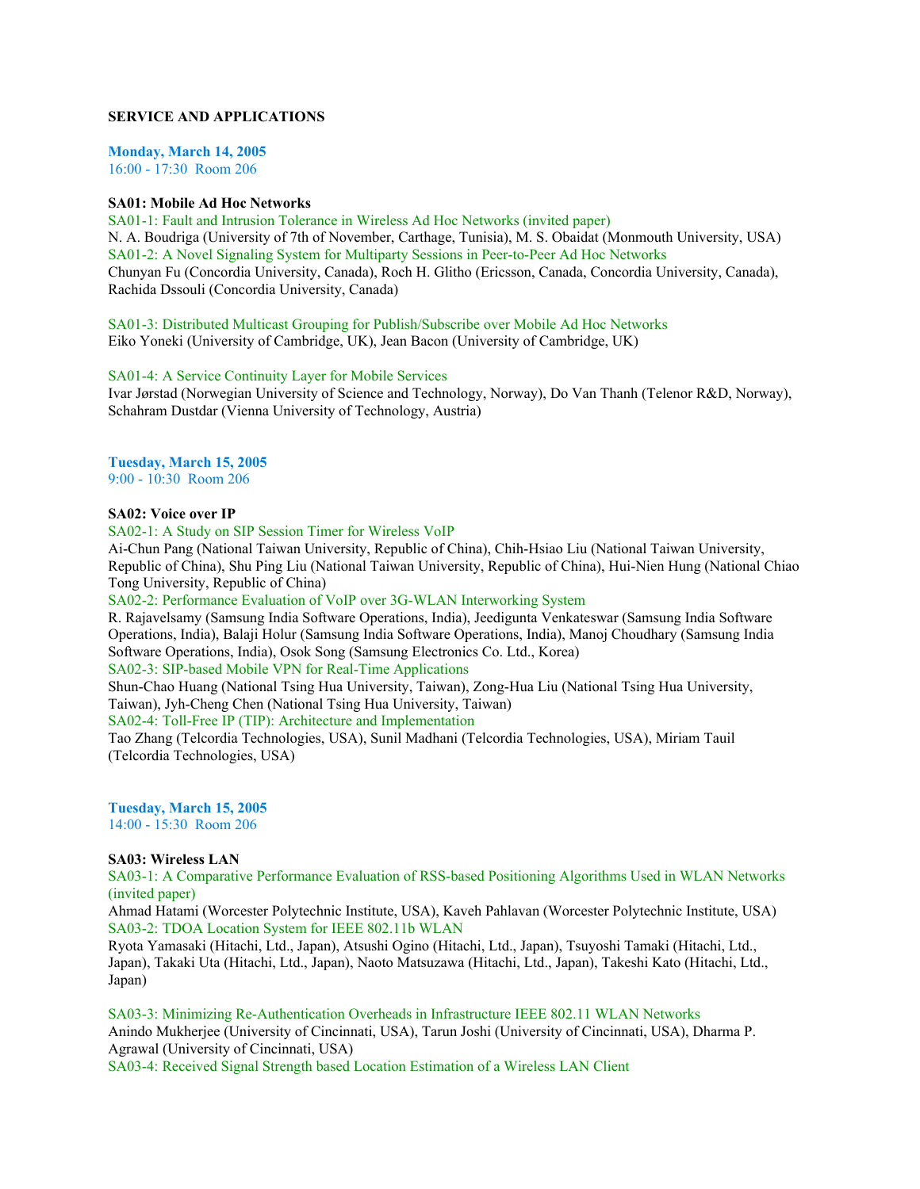**SERVICE AND APPLICATIONS**

**Monday, March 14, 2005**
16:00 - 17:30 Room 206

**SA01: Mobile Ad Hoc Networks**

SA01-1: Fault and Intrusion Tolerance in Wireless Ad Hoc Networks (invited paper)
N. A. Boudriga (University of 7th of November, Carthage, Tunisia), M. S. Obaidat (Monmouth University, USA)

SA01-2: A Novel Signaling System for Multiparty Sessions in Peer-to-Peer Ad Hoc Networks
Chunyan Fu (Concordia University, Canada), Roch H. Glitho (Ericsson, Canada, Concordia University, Canada), Rachida Dssouli (Concordia University, Canada)

SA01-3: Distributed Multicast Grouping for Publish/Subscribe over Mobile Ad Hoc Networks
Eiko Yoneki (University of Cambridge, UK), Jean Bacon (University of Cambridge, UK)

SA01-4: A Service Continuity Layer for Mobile Services
Ivar Jørstad (Norwegian University of Science and Technology, Norway), Do Van Thanh (Telenor R&D, Norway), Schahram Dustdar (Vienna University of Technology, Austria)

**Tuesday, March 15, 2005**
9:00 - 10:30 Room 206

**SA02: Voice over IP**

SA02-1: A Study on SIP Session Timer for Wireless VoIP
Ai-Chun Pang (National Taiwan University, Republic of China), Chih-Hsiao Liu (National Taiwan University, Republic of China), Shu Ping Liu (National Taiwan University, Republic of China), Hui-Nien Hung (National Chiao Tong University, Republic of China)

SA02-2: Performance Evaluation of VoIP over 3G-WLAN Interworking System
R. Rajavelsamy (Samsung India Software Operations, India), Jeediguntа Venkateswar (Samsung India Software Operations, India), Balaji Holur (Samsung India Software Operations, India), Manoj Choudhary (Samsung India Software Operations, India), Osok Song (Samsung Electronics Co. Ltd., Korea)

SA02-3: SIP-based Mobile VPN for Real-Time Applications
Shun-Chao Huang (National Tsing Hua University, Taiwan), Zong-Hua Liu (National Tsing Hua University, Taiwan), Jyh-Cheng Chen (National Tsing Hua University, Taiwan)

SA02-4: Toll-Free IP (TIP): Architecture and Implementation
Tao Zhang (Telcordia Technologies, USA), Sunil Madhani (Telcordia Technologies, USA), Miriam Tauil (Telcordia Technologies, USA)

**Tuesday, March 15, 2005**
14:00 - 15:30 Room 206

**SA03: Wireless LAN**

SA03-1: A Comparative Performance Evaluation of RSS-based Positioning Algorithms Used in WLAN Networks (invited paper)
Ahmad Hatami (Worcester Polytechnic Institute, USA), Kaveh Pahlavan (Worcester Polytechnic Institute, USA)

SA03-2: TDOA Location System for IEEE 802.11b WLAN
Ryota Yamasaki (Hitachi, Ltd., Japan), Atsushi Ogino (Hitachi, Ltd., Japan), Tsuyoshi Tamaki (Hitachi, Ltd., Japan), Takaki Uta (Hitachi, Ltd., Japan), Naoto Matsuzawa (Hitachi, Ltd., Japan), Takeshi Kato (Hitachi, Ltd., Japan)

SA03-3: Minimizing Re-Authentication Overheads in Infrastructure IEEE 802.11 WLAN Networks
Anindo Mukherjee (University of Cincinnati, USA), Tarun Joshi (University of Cincinnati, USA), Dharma P. Agrawal (University of Cincinnati, USA)

SA03-4: Received Signal Strength based Location Estimation of a Wireless LAN Client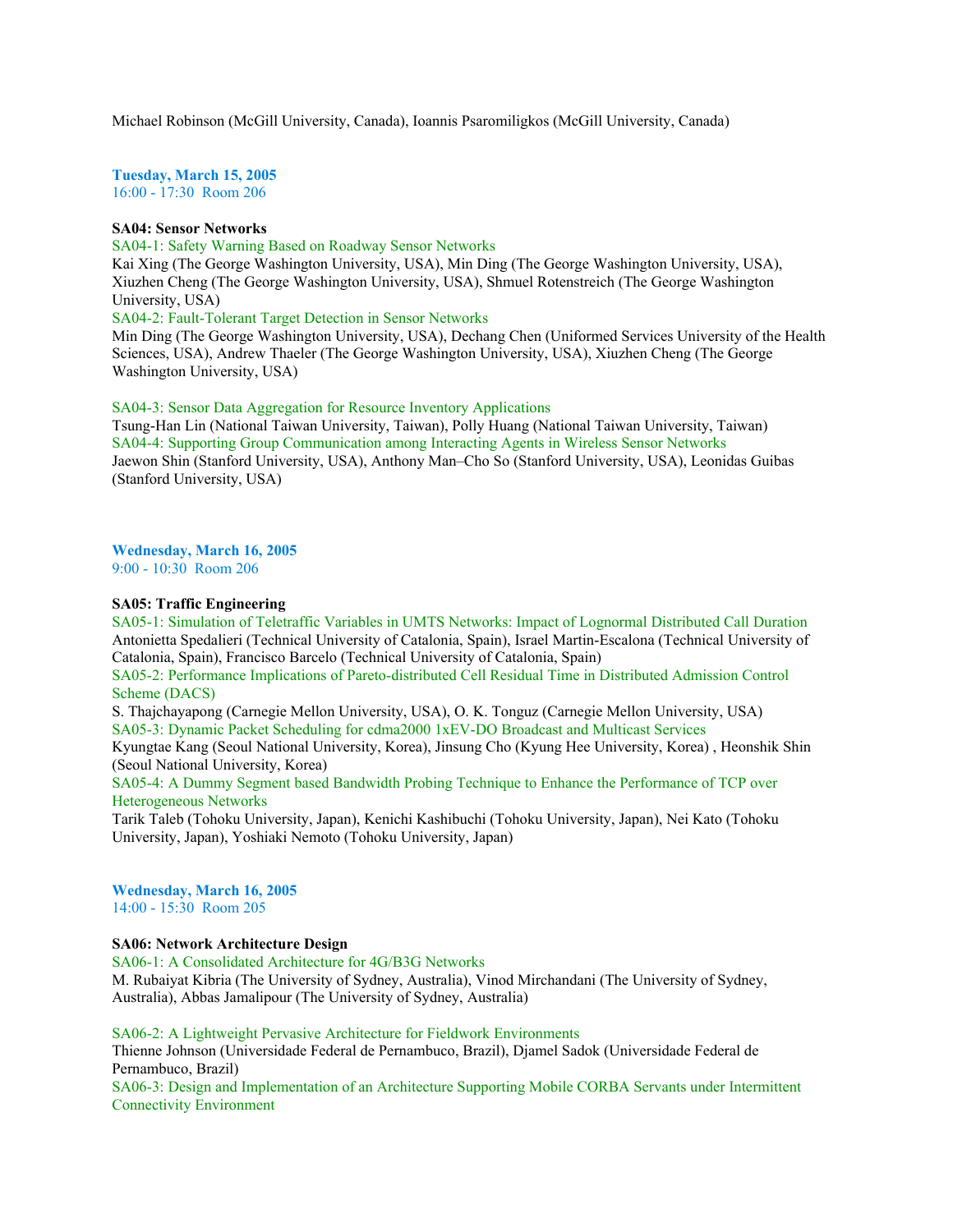Michael Robinson (McGill University, Canada), Ioannis Psaromiligkos (McGill University, Canada)

**Tuesday, March 15, 2005**
16:00 - 17:30 Room 206

**SA04: Sensor Networks**

SA04-1: Safety Warning Based on Roadway Sensor Networks
Kai Xing (The George Washington University, USA), Min Ding (The George Washington University, USA), Xiuzhen Cheng (The George Washington University, USA), Shmuel Rotenstreich (The George Washington University, USA)

SA04-2: Fault-Tolerant Target Detection in Sensor Networks
Min Ding (The George Washington University, USA), Dechang Chen (Uniformed Services University of the Health Sciences, USA), Andrew Thaeler (The George Washington University, USA), Xiuzhen Cheng (The George Washington University, USA)

SA04-3: Sensor Data Aggregation for Resource Inventory Applications
Tsung-Han Lin (National Taiwan University, Taiwan), Polly Huang (National Taiwan University, Taiwan)

SA04-4: Supporting Group Communication among Interacting Agents in Wireless Sensor Networks
Jaewon Shin (Stanford University, USA), Anthony Man–Cho So (Stanford University, USA), Leonidas Guibas (Stanford University, USA)

**Wednesday, March 16, 2005**
9:00 - 10:30 Room 206

**SA05: Traffic Engineering**

SA05-1: Simulation of Teletraffic Variables in UMTS Networks: Impact of Lognormal Distributed Call Duration
Antonietta Spedalieri (Technical University of Catalonia, Spain), Israel Martin-Escalona (Technical University of Catalonia, Spain), Francisco Barcelo (Technical University of Catalonia, Spain)

SA05-2: Performance Implications of Pareto-distributed Cell Residual Time in Distributed Admission Control Scheme (DACS)
S. Thajchayapong (Carnegie Mellon University, USA), O. K. Tonguz (Carnegie Mellon University, USA)

SA05-3: Dynamic Packet Scheduling for cdma2000 1xEV-DO Broadcast and Multicast Services
Kyungtae Kang (Seoul National University, Korea), Jinsung Cho (Kyung Hee University, Korea) , Heonshik Shin (Seoul National University, Korea)

SA05-4: A Dummy Segment based Bandwidth Probing Technique to Enhance the Performance of TCP over Heterogeneous Networks
Tarik Taleb (Tohoku University, Japan), Kenichi Kashibuchi (Tohoku University, Japan), Nei Kato (Tohoku University, Japan), Yoshiaki Nemoto (Tohoku University, Japan)

**Wednesday, March 16, 2005**
14:00 - 15:30 Room 205

**SA06: Network Architecture Design**

SA06-1: A Consolidated Architecture for 4G/B3G Networks
M. Rubaiyat Kibria (The University of Sydney, Australia), Vinod Mirchandani (The University of Sydney, Australia), Abbas Jamalipour (The University of Sydney, Australia)

SA06-2: A Lightweight Pervasive Architecture for Fieldwork Environments
Thienne Johnson (Universidade Federal de Pernambuco, Brazil), Djamel Sadok (Universidade Federal de Pernambuco, Brazil)

SA06-3: Design and Implementation of an Architecture Supporting Mobile CORBA Servants under Intermittent Connectivity Environment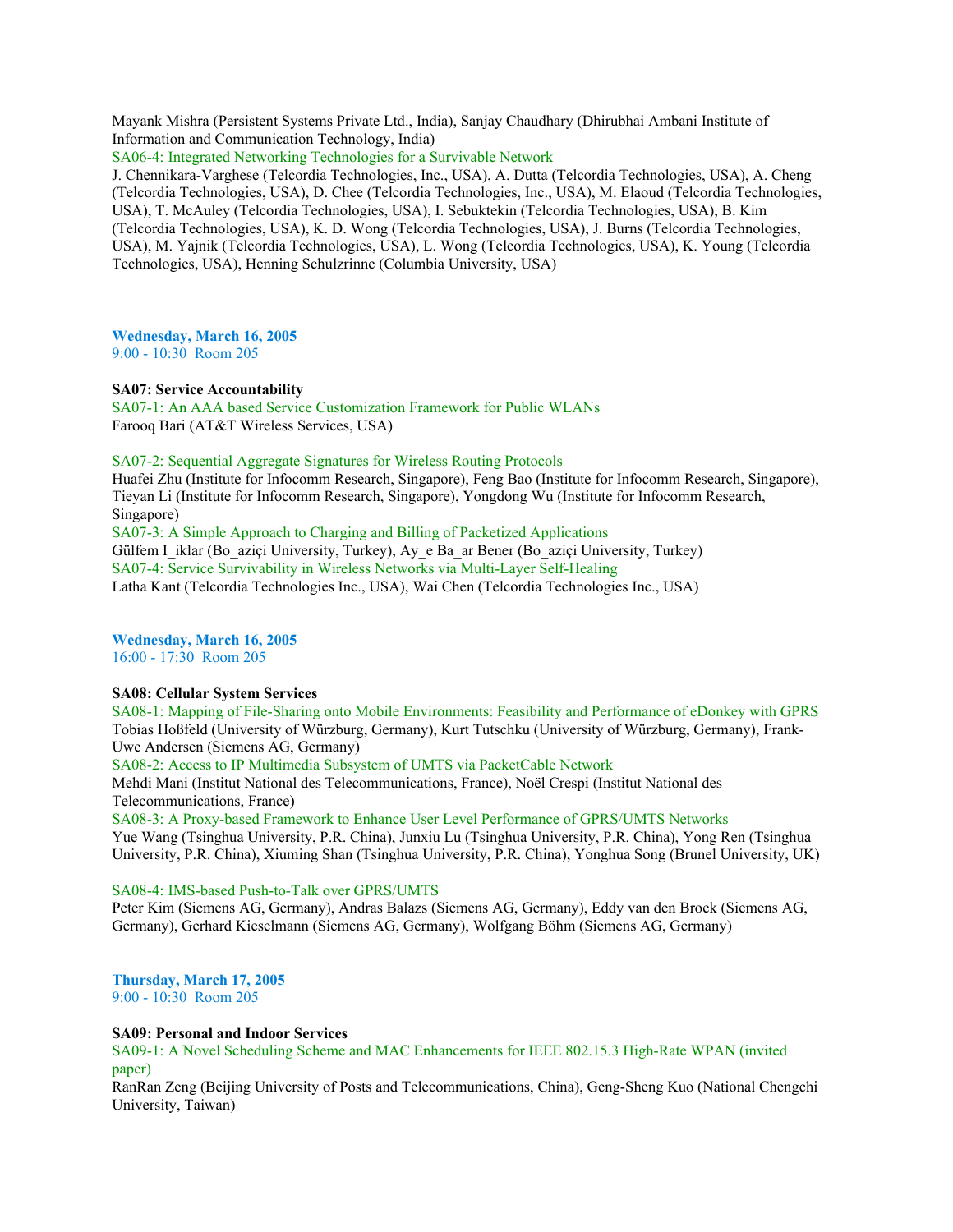Mayank Mishra (Persistent Systems Private Ltd., India), Sanjay Chaudhary (Dhirubhai Ambani Institute of Information and Communication Technology, India)

SA06-4: Integrated Networking Technologies for a Survivable Network

J. Chennikara-Varghese (Telcordia Technologies, Inc., USA), A. Dutta (Telcordia Technologies, USA), A. Cheng (Telcordia Technologies, USA), D. Chee (Telcordia Technologies, Inc., USA), M. Elaoud (Telcordia Technologies, USA), T. McAuley (Telcordia Technologies, USA), I. Sebuktekin (Telcordia Technologies, USA), B. Kim (Telcordia Technologies, USA), K. D. Wong (Telcordia Technologies, USA), J. Burns (Telcordia Technologies, USA), M. Yajnik (Telcordia Technologies, USA), L. Wong (Telcordia Technologies, USA), K. Young (Telcordia Technologies, USA), Henning Schulzrinne (Columbia University, USA)

**Wednesday, March 16, 2005**
9:00 - 10:30 Room 205

**SA07: Service Accountability**

SA07-1: An AAA based Service Customization Framework for Public WLANs
Farooq Bari (AT&T Wireless Services, USA)

SA07-2: Sequential Aggregate Signatures for Wireless Routing Protocols
Huafei Zhu (Institute for Infocomm Research, Singapore), Feng Bao (Institute for Infocomm Research, Singapore), Tieyan Li (Institute for Infocomm Research, Singapore), Yongdong Wu (Institute for Infocomm Research, Singapore)

SA07-3: A Simple Approach to Charging and Billing of Packetized Applications
Gülfem I_iklar (Bo_aziçi University, Turkey), Ay_e Ba_ar Bener (Bo_aziçi University, Turkey)

SA07-4: Service Survivability in Wireless Networks via Multi-Layer Self-Healing
Latha Kant (Telcordia Technologies Inc., USA), Wai Chen (Telcordia Technologies Inc., USA)

**Wednesday, March 16, 2005**
16:00 - 17:30 Room 205

**SA08: Cellular System Services**

SA08-1: Mapping of File-Sharing onto Mobile Environments: Feasibility and Performance of eDonkey with GPRS
Tobias Hoßfeld (University of Würzburg, Germany), Kurt Tutschku (University of Würzburg, Germany), Frank-Uwe Andersen (Siemens AG, Germany)

SA08-2: Access to IP Multimedia Subsystem of UMTS via PacketCable Network
Mehdi Mani (Institut National des Telecommunications, France), Noël Crespi (Institut National des Telecommunications, France)

SA08-3: A Proxy-based Framework to Enhance User Level Performance of GPRS/UMTS Networks
Yue Wang (Tsinghua University, P.R. China), Junxiu Lu (Tsinghua University, P.R. China), Yong Ren (Tsinghua University, P.R. China), Xiuming Shan (Tsinghua University, P.R. China), Yonghua Song (Brunel University, UK)

SA08-4: IMS-based Push-to-Talk over GPRS/UMTS
Peter Kim (Siemens AG, Germany), Andras Balazs (Siemens AG, Germany), Eddy van den Broek (Siemens AG, Germany), Gerhard Kieselmann (Siemens AG, Germany), Wolfgang Böhm (Siemens AG, Germany)

**Thursday, March 17, 2005**
9:00 - 10:30 Room 205

**SA09: Personal and Indoor Services**

SA09-1: A Novel Scheduling Scheme and MAC Enhancements for IEEE 802.15.3 High-Rate WPAN (invited paper)
RanRan Zeng (Beijing University of Posts and Telecommunications, China), Geng-Sheng Kuo (National Chengchi University, Taiwan)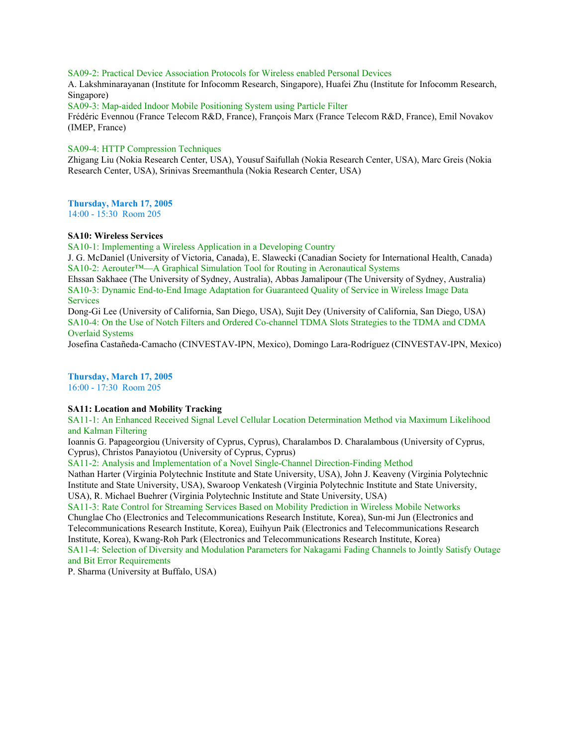SA09-2: Practical Device Association Protocols for Wireless enabled Personal Devices

A. Lakshminarayanan (Institute for Infocomm Research, Singapore), Huafei Zhu (Institute for Infocomm Research, Singapore)

SA09-3: Map-aided Indoor Mobile Positioning System using Particle Filter

Frédéric Evennou (France Telecom R&D, France), François Marx (France Telecom R&D, France), Emil Novakov (IMEP, France)

SA09-4: HTTP Compression Techniques

Zhigang Liu (Nokia Research Center, USA), Yousuf Saifullah (Nokia Research Center, USA), Marc Greis (Nokia Research Center, USA), Srinivas Sreemanthula (Nokia Research Center, USA)

**Thursday, March 17, 2005**
14:00 - 15:30 Room 205

**SA10: Wireless Services**

SA10-1: Implementing a Wireless Application in a Developing Country

J. G. McDaniel (University of Victoria, Canada), E. Slawecki (Canadian Society for International Health, Canada)

SA10-2: Aerouter™—A Graphical Simulation Tool for Routing in Aeronautical Systems

Ehssan Sakhaee (The University of Sydney, Australia), Abbas Jamalipour (The University of Sydney, Australia)

SA10-3: Dynamic End-to-End Image Adaptation for Guaranteed Quality of Service in Wireless Image Data Services

Dong-Gi Lee (University of California, San Diego, USA), Sujit Dey (University of California, San Diego, USA)

SA10-4: On the Use of Notch Filters and Ordered Co-channel TDMA Slots Strategies to the TDMA and CDMA Overlaid Systems

Josefina Castañeda-Camacho (CINVESTAV-IPN, Mexico), Domingo Lara-Rodríguez (CINVESTAV-IPN, Mexico)

**Thursday, March 17, 2005**
16:00 - 17:30 Room 205

**SA11: Location and Mobility Tracking**

SA11-1: An Enhanced Received Signal Level Cellular Location Determination Method via Maximum Likelihood and Kalman Filtering

Ioannis G. Papageorgiou (University of Cyprus, Cyprus), Charalambos D. Charalambous (University of Cyprus, Cyprus), Christos Panayiotou (University of Cyprus, Cyprus)

SA11-2: Analysis and Implementation of a Novel Single-Channel Direction-Finding Method

Nathan Harter (Virginia Polytechnic Institute and State University, USA), John J. Keaveny (Virginia Polytechnic Institute and State University, USA), Swaroop Venkatesh (Virginia Polytechnic Institute and State University, USA), R. Michael Buehrer (Virginia Polytechnic Institute and State University, USA)

SA11-3: Rate Control for Streaming Services Based on Mobility Prediction in Wireless Mobile Networks

Chunglae Cho (Electronics and Telecommunications Research Institute, Korea), Sun-mi Jun (Electronics and Telecommunications Research Institute, Korea), Euihyun Paik (Electronics and Telecommunications Research Institute, Korea), Kwang-Roh Park (Electronics and Telecommunications Research Institute, Korea)

SA11-4: Selection of Diversity and Modulation Parameters for Nakagami Fading Channels to Jointly Satisfy Outage and Bit Error Requirements

P. Sharma (University at Buffalo, USA)